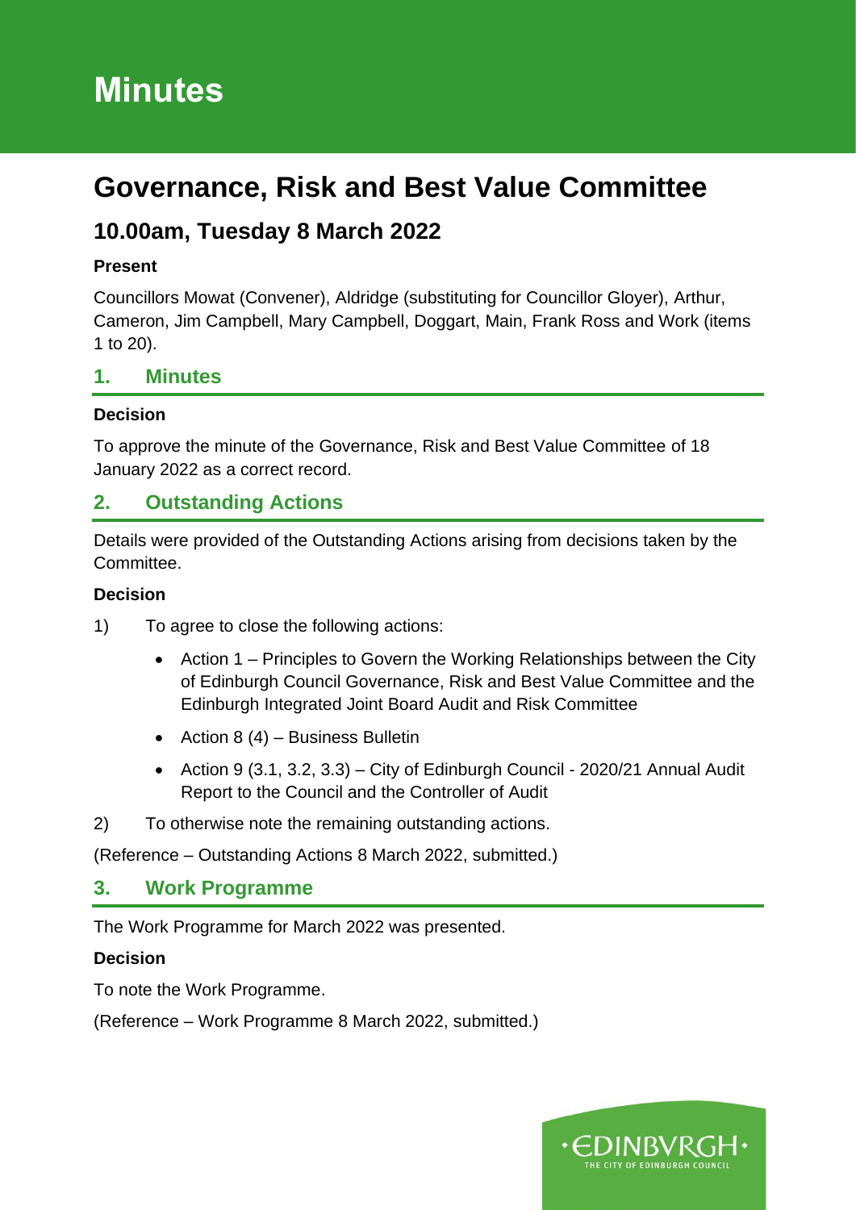# Minutes

## Governance, Risk and Best Value Committee

### 10.00am, Tuesday 8 March 2022

**Present**

Councillors Mowat (Convener), Aldridge (substituting for Councillor Gloyer), Arthur, Cameron, Jim Campbell, Mary Campbell, Doggart, Main, Frank Ross and Work (items 1 to 20).

## 1. Minutes

**Decision**

To approve the minute of the Governance, Risk and Best Value Committee of 18 January 2022 as a correct record.

## 2. Outstanding Actions

Details were provided of the Outstanding Actions arising from decisions taken by the Committee.

**Decision**

1) To agree to close the following actions:

- Action 1 – Principles to Govern the Working Relationships between the City of Edinburgh Council Governance, Risk and Best Value Committee and the Edinburgh Integrated Joint Board Audit and Risk Committee
- Action 8 (4) – Business Bulletin
- Action 9 (3.1, 3.2, 3.3) – City of Edinburgh Council - 2020/21 Annual Audit Report to the Council and the Controller of Audit

2) To otherwise note the remaining outstanding actions.

(Reference – Outstanding Actions 8 March 2022, submitted.)

## 3. Work Programme

The Work Programme for March 2022 was presented.

**Decision**

To note the Work Programme.

(Reference – Work Programme 8 March 2022, submitted.)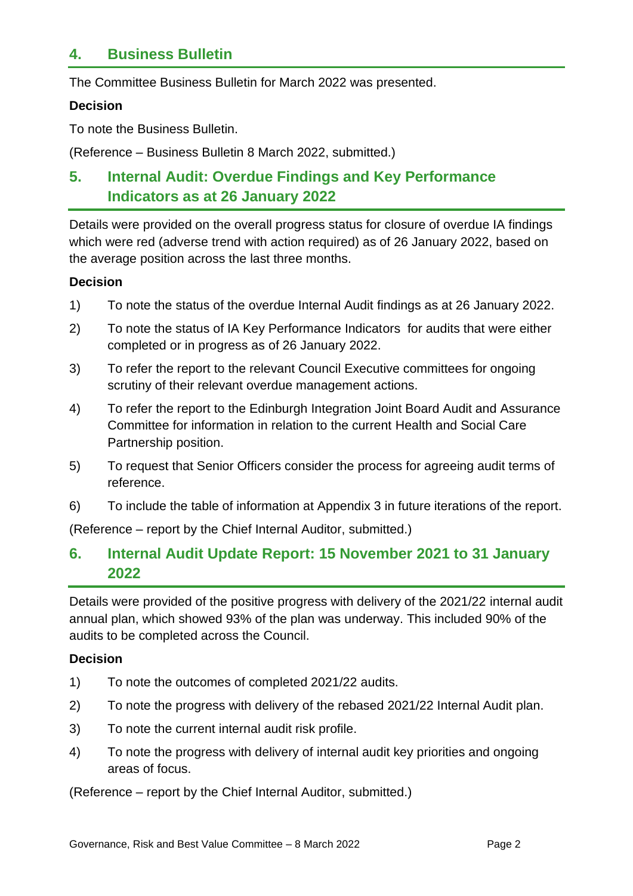## 4. Business Bulletin

The Committee Business Bulletin for March 2022 was presented.

**Decision**

To note the Business Bulletin.

(Reference – Business Bulletin 8 March 2022, submitted.)

## 5. Internal Audit: Overdue Findings and Key Performance Indicators as at 26 January 2022

Details were provided on the overall progress status for closure of overdue IA findings which were red (adverse trend with action required) as of 26 January 2022, based on the average position across the last three months.

**Decision**

1) To note the status of the overdue Internal Audit findings as at 26 January 2022.
2) To note the status of IA Key Performance Indicators for audits that were either completed or in progress as of 26 January 2022.
3) To refer the report to the relevant Council Executive committees for ongoing scrutiny of their relevant overdue management actions.
4) To refer the report to the Edinburgh Integration Joint Board Audit and Assurance Committee for information in relation to the current Health and Social Care Partnership position.
5) To request that Senior Officers consider the process for agreeing audit terms of reference.
6) To include the table of information at Appendix 3 in future iterations of the report.

(Reference – report by the Chief Internal Auditor, submitted.)

## 6. Internal Audit Update Report: 15 November 2021 to 31 January 2022

Details were provided of the positive progress with delivery of the 2021/22 internal audit annual plan, which showed 93% of the plan was underway. This included 90% of the audits to be completed across the Council.

**Decision**

1) To note the outcomes of completed 2021/22 audits.
2) To note the progress with delivery of the rebased 2021/22 Internal Audit plan.
3) To note the current internal audit risk profile.
4) To note the progress with delivery of internal audit key priorities and ongoing areas of focus.

(Reference – report by the Chief Internal Auditor, submitted.)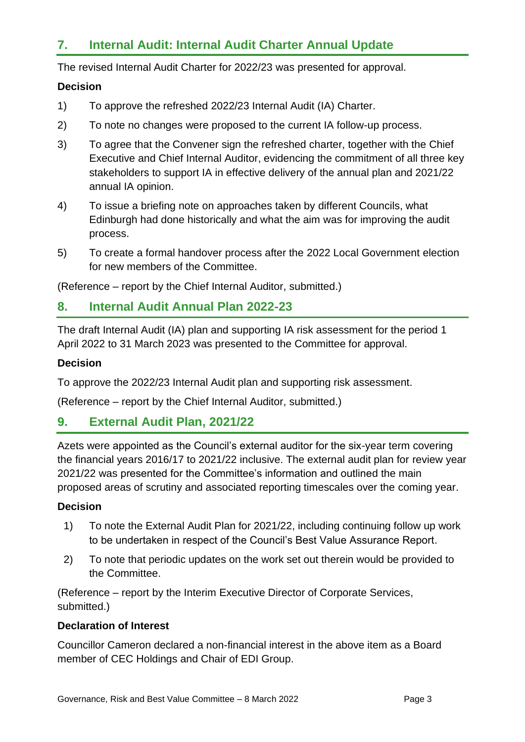## 7. Internal Audit: Internal Audit Charter Annual Update

The revised Internal Audit Charter for 2022/23 was presented for approval.

**Decision**

1) To approve the refreshed 2022/23 Internal Audit (IA) Charter.
2) To note no changes were proposed to the current IA follow-up process.
3) To agree that the Convener sign the refreshed charter, together with the Chief Executive and Chief Internal Auditor, evidencing the commitment of all three key stakeholders to support IA in effective delivery of the annual plan and 2021/22 annual IA opinion.
4) To issue a briefing note on approaches taken by different Councils, what Edinburgh had done historically and what the aim was for improving the audit process.
5) To create a formal handover process after the 2022 Local Government election for new members of the Committee.

(Reference – report by the Chief Internal Auditor, submitted.)

## 8. Internal Audit Annual Plan 2022-23

The draft Internal Audit (IA) plan and supporting IA risk assessment for the period 1 April 2022 to 31 March 2023 was presented to the Committee for approval.

**Decision**

To approve the 2022/23 Internal Audit plan and supporting risk assessment.

(Reference – report by the Chief Internal Auditor, submitted.)

## 9. External Audit Plan, 2021/22

Azets were appointed as the Council's external auditor for the six-year term covering the financial years 2016/17 to 2021/22 inclusive. The external audit plan for review year 2021/22 was presented for the Committee's information and outlined the main proposed areas of scrutiny and associated reporting timescales over the coming year.

**Decision**

1) To note the External Audit Plan for 2021/22, including continuing follow up work to be undertaken in respect of the Council's Best Value Assurance Report.
2) To note that periodic updates on the work set out therein would be provided to the Committee.

(Reference – report by the Interim Executive Director of Corporate Services, submitted.)

**Declaration of Interest**

Councillor Cameron declared a non-financial interest in the above item as a Board member of CEC Holdings and Chair of EDI Group.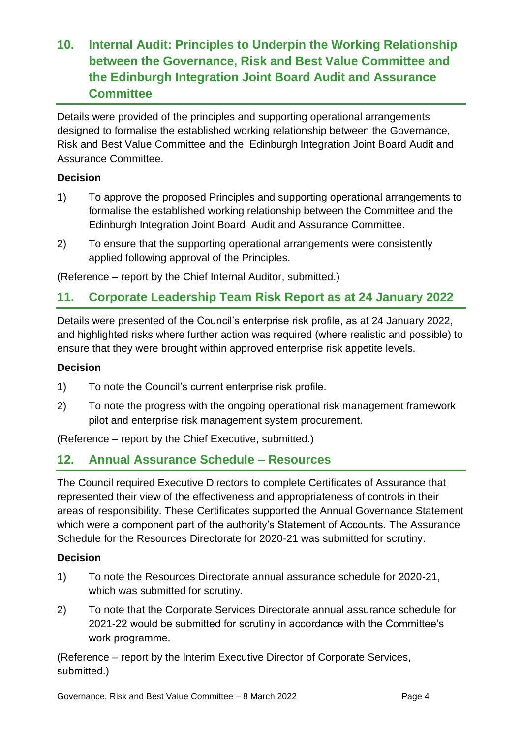## 10. Internal Audit: Principles to Underpin the Working Relationship between the Governance, Risk and Best Value Committee and the Edinburgh Integration Joint Board Audit and Assurance Committee

Details were provided of the principles and supporting operational arrangements designed to formalise the established working relationship between the Governance, Risk and Best Value Committee and the Edinburgh Integration Joint Board Audit and Assurance Committee.

**Decision**

1) To approve the proposed Principles and supporting operational arrangements to formalise the established working relationship between the Committee and the Edinburgh Integration Joint Board Audit and Assurance Committee.

2) To ensure that the supporting operational arrangements were consistently applied following approval of the Principles.

(Reference – report by the Chief Internal Auditor, submitted.)

## 11. Corporate Leadership Team Risk Report as at 24 January 2022

Details were presented of the Council's enterprise risk profile, as at 24 January 2022, and highlighted risks where further action was required (where realistic and possible) to ensure that they were brought within approved enterprise risk appetite levels.

**Decision**

1) To note the Council's current enterprise risk profile.

2) To note the progress with the ongoing operational risk management framework pilot and enterprise risk management system procurement.

(Reference – report by the Chief Executive, submitted.)

## 12. Annual Assurance Schedule – Resources

The Council required Executive Directors to complete Certificates of Assurance that represented their view of the effectiveness and appropriateness of controls in their areas of responsibility. These Certificates supported the Annual Governance Statement which were a component part of the authority's Statement of Accounts. The Assurance Schedule for the Resources Directorate for 2020-21 was submitted for scrutiny.

**Decision**

1) To note the Resources Directorate annual assurance schedule for 2020-21, which was submitted for scrutiny.

2) To note that the Corporate Services Directorate annual assurance schedule for 2021-22 would be submitted for scrutiny in accordance with the Committee's work programme.

(Reference – report by the Interim Executive Director of Corporate Services, submitted.)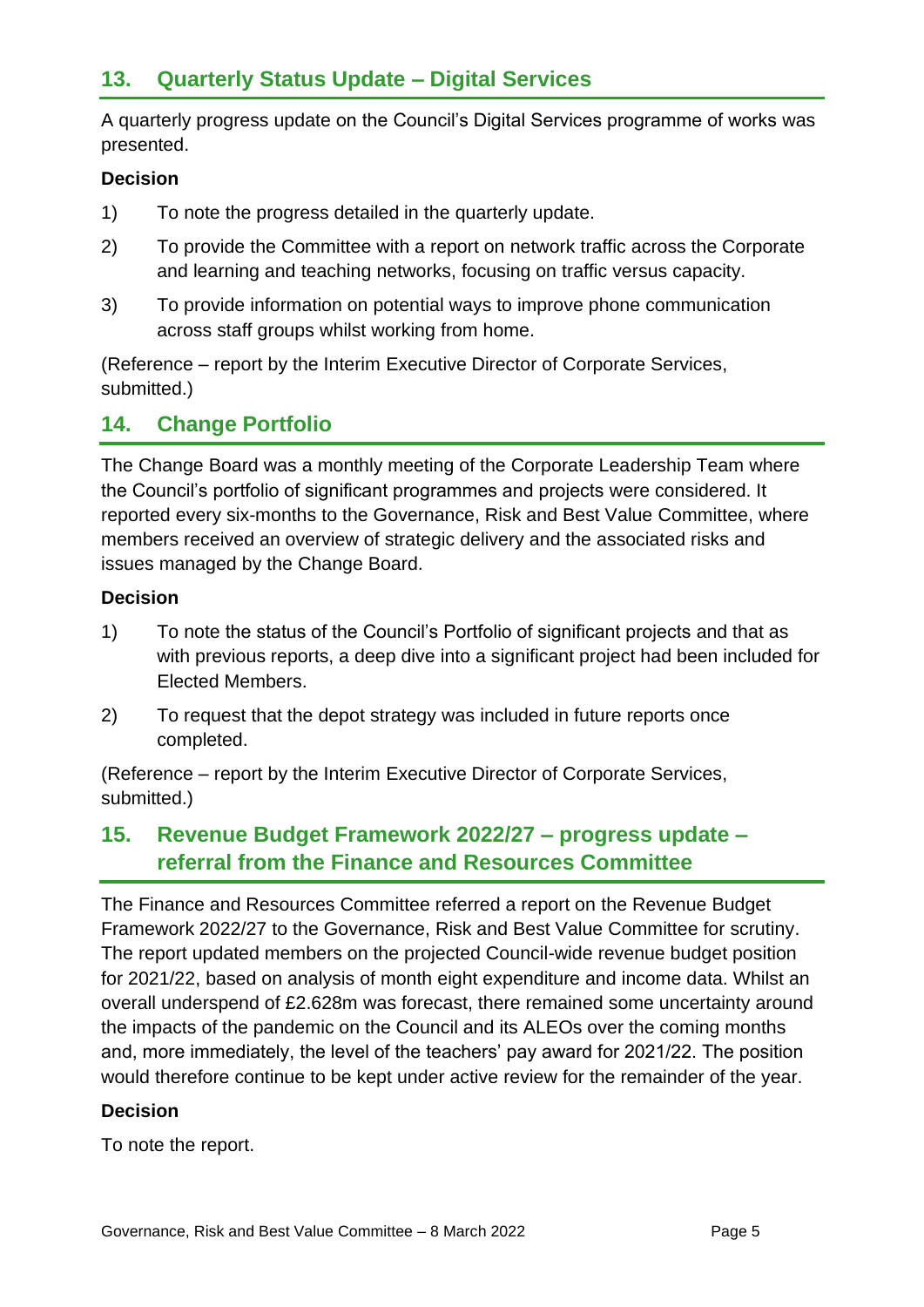## 13. Quarterly Status Update – Digital Services

A quarterly progress update on the Council's Digital Services programme of works was presented.

**Decision**

1) To note the progress detailed in the quarterly update.

2) To provide the Committee with a report on network traffic across the Corporate and learning and teaching networks, focusing on traffic versus capacity.

3) To provide information on potential ways to improve phone communication across staff groups whilst working from home.

(Reference – report by the Interim Executive Director of Corporate Services, submitted.)

## 14. Change Portfolio

The Change Board was a monthly meeting of the Corporate Leadership Team where the Council's portfolio of significant programmes and projects were considered. It reported every six-months to the Governance, Risk and Best Value Committee, where members received an overview of strategic delivery and the associated risks and issues managed by the Change Board.

**Decision**

1) To note the status of the Council's Portfolio of significant projects and that as with previous reports, a deep dive into a significant project had been included for Elected Members.

2) To request that the depot strategy was included in future reports once completed.

(Reference – report by the Interim Executive Director of Corporate Services, submitted.)

## 15. Revenue Budget Framework 2022/27 – progress update – referral from the Finance and Resources Committee

The Finance and Resources Committee referred a report on the Revenue Budget Framework 2022/27 to the Governance, Risk and Best Value Committee for scrutiny. The report updated members on the projected Council-wide revenue budget position for 2021/22, based on analysis of month eight expenditure and income data. Whilst an overall underspend of £2.628m was forecast, there remained some uncertainty around the impacts of the pandemic on the Council and its ALEOs over the coming months and, more immediately, the level of the teachers' pay award for 2021/22. The position would therefore continue to be kept under active review for the remainder of the year.

**Decision**

To note the report.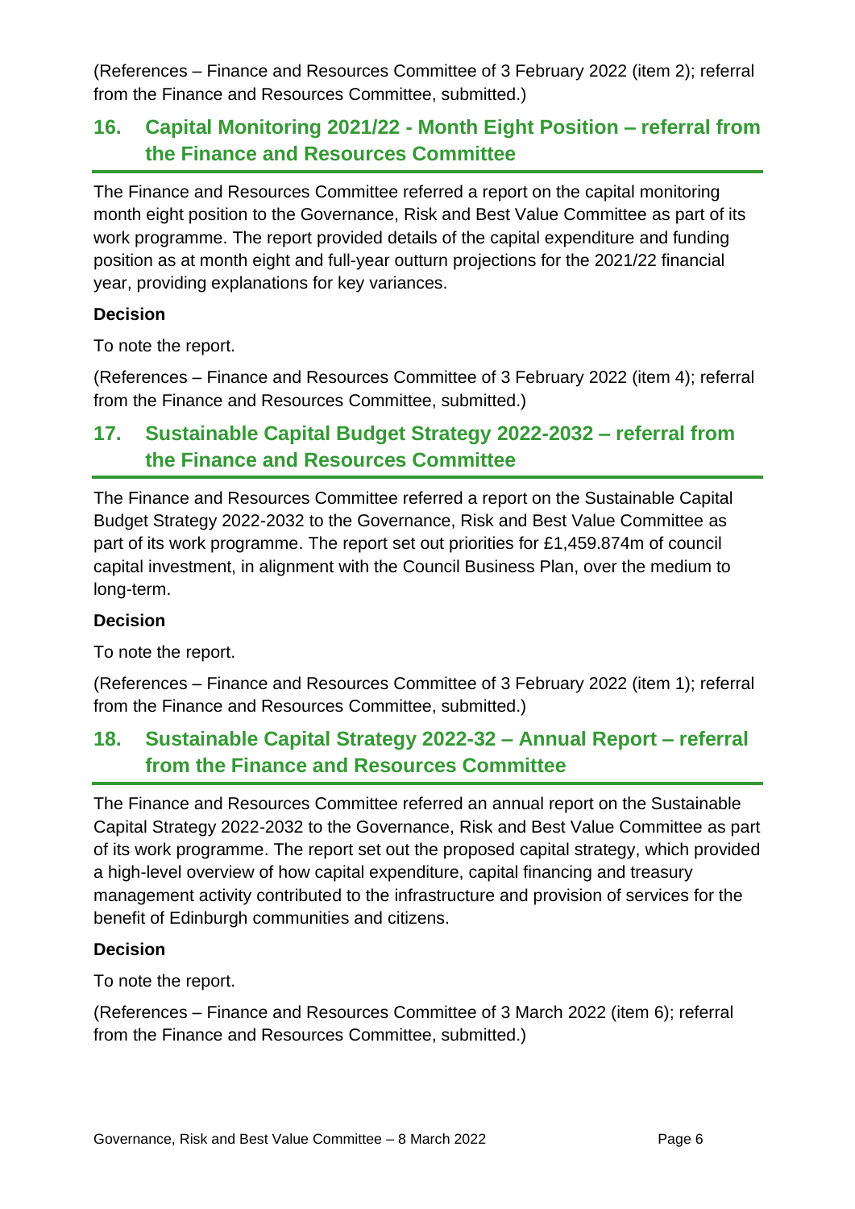(References – Finance and Resources Committee of 3 February 2022 (item 2); referral from the Finance and Resources Committee, submitted.)

## 16. Capital Monitoring 2021/22 - Month Eight Position – referral from the Finance and Resources Committee

The Finance and Resources Committee referred a report on the capital monitoring month eight position to the Governance, Risk and Best Value Committee as part of its work programme. The report provided details of the capital expenditure and funding position as at month eight and full-year outturn projections for the 2021/22 financial year, providing explanations for key variances.

**Decision**

To note the report.

(References – Finance and Resources Committee of 3 February 2022 (item 4); referral from the Finance and Resources Committee, submitted.)

## 17. Sustainable Capital Budget Strategy 2022-2032 – referral from the Finance and Resources Committee

The Finance and Resources Committee referred a report on the Sustainable Capital Budget Strategy 2022-2032 to the Governance, Risk and Best Value Committee as part of its work programme. The report set out priorities for £1,459.874m of council capital investment, in alignment with the Council Business Plan, over the medium to long-term.

**Decision**

To note the report.

(References – Finance and Resources Committee of 3 February 2022 (item 1); referral from the Finance and Resources Committee, submitted.)

## 18. Sustainable Capital Strategy 2022-32 – Annual Report – referral from the Finance and Resources Committee

The Finance and Resources Committee referred an annual report on the Sustainable Capital Strategy 2022-2032 to the Governance, Risk and Best Value Committee as part of its work programme. The report set out the proposed capital strategy, which provided a high-level overview of how capital expenditure, capital financing and treasury management activity contributed to the infrastructure and provision of services for the benefit of Edinburgh communities and citizens.

**Decision**

To note the report.

(References – Finance and Resources Committee of 3 March 2022 (item 6); referral from the Finance and Resources Committee, submitted.)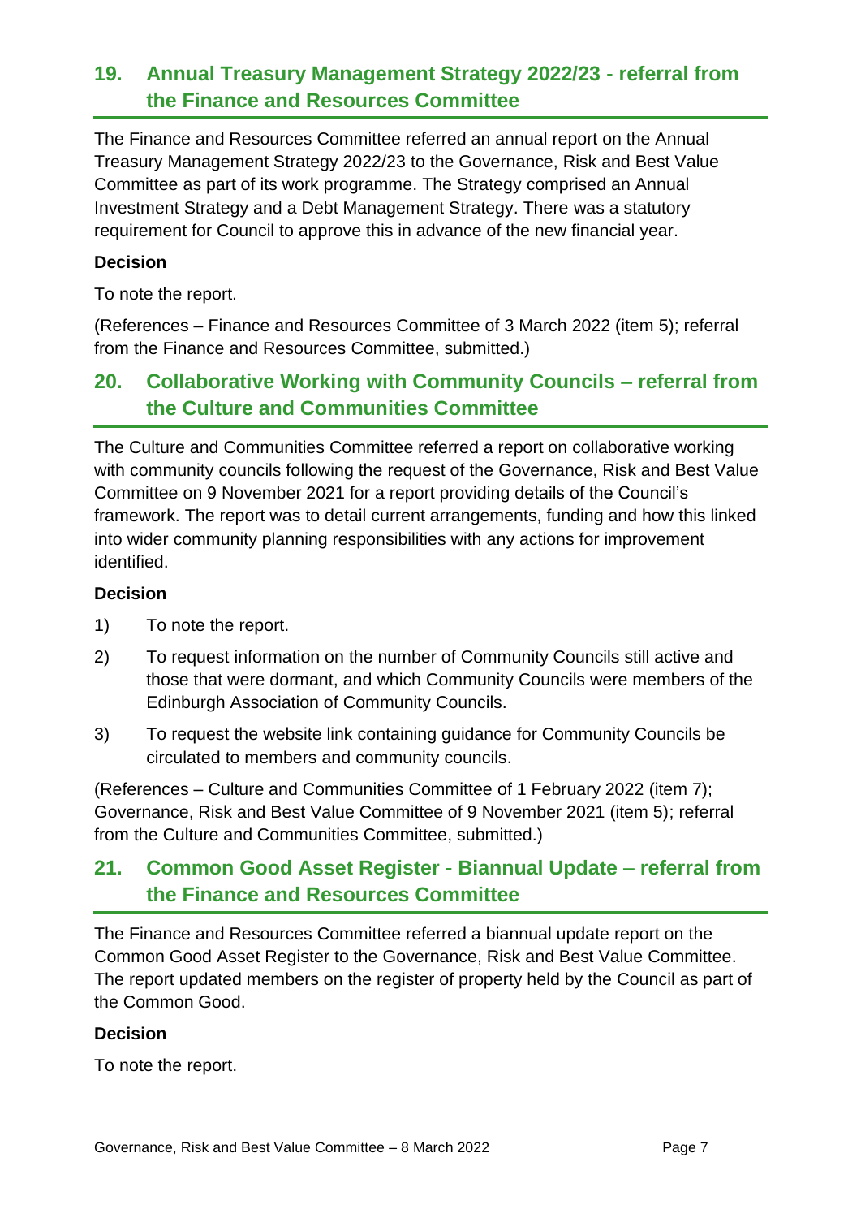## 19. Annual Treasury Management Strategy 2022/23 - referral from the Finance and Resources Committee

The Finance and Resources Committee referred an annual report on the Annual Treasury Management Strategy 2022/23 to the Governance, Risk and Best Value Committee as part of its work programme. The Strategy comprised an Annual Investment Strategy and a Debt Management Strategy. There was a statutory requirement for Council to approve this in advance of the new financial year.

**Decision**

To note the report.

(References – Finance and Resources Committee of 3 March 2022 (item 5); referral from the Finance and Resources Committee, submitted.)

## 20. Collaborative Working with Community Councils – referral from the Culture and Communities Committee

The Culture and Communities Committee referred a report on collaborative working with community councils following the request of the Governance, Risk and Best Value Committee on 9 November 2021 for a report providing details of the Council's framework. The report was to detail current arrangements, funding and how this linked into wider community planning responsibilities with any actions for improvement identified.

**Decision**

1) To note the report.

2) To request information on the number of Community Councils still active and those that were dormant, and which Community Councils were members of the Edinburgh Association of Community Councils.

3) To request the website link containing guidance for Community Councils be circulated to members and community councils.

(References – Culture and Communities Committee of 1 February 2022 (item 7); Governance, Risk and Best Value Committee of 9 November 2021 (item 5); referral from the Culture and Communities Committee, submitted.)

## 21. Common Good Asset Register - Biannual Update – referral from the Finance and Resources Committee

The Finance and Resources Committee referred a biannual update report on the Common Good Asset Register to the Governance, Risk and Best Value Committee. The report updated members on the register of property held by the Council as part of the Common Good.

**Decision**

To note the report.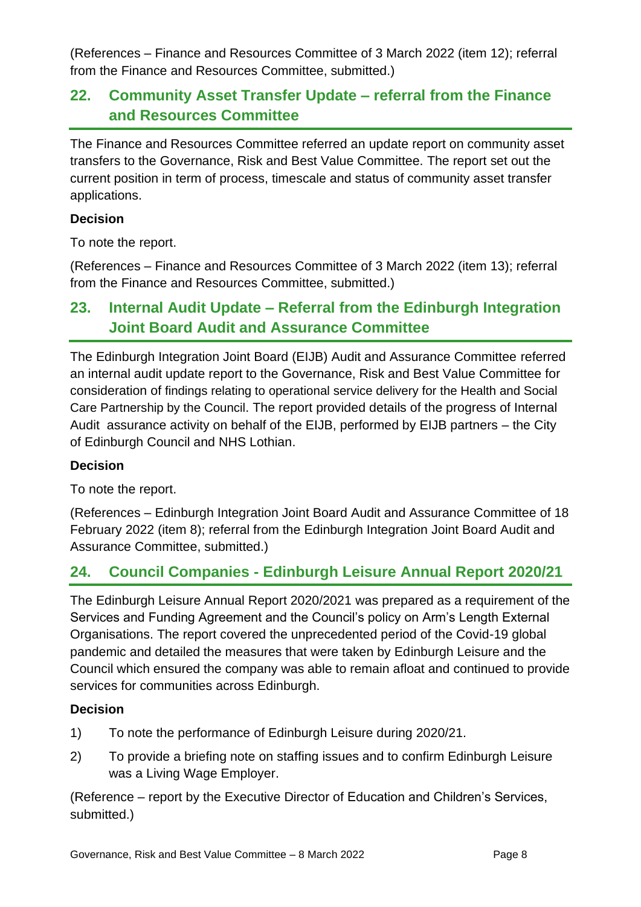(References – Finance and Resources Committee of 3 March 2022 (item 12); referral from the Finance and Resources Committee, submitted.)

## 22. Community Asset Transfer Update – referral from the Finance and Resources Committee

The Finance and Resources Committee referred an update report on community asset transfers to the Governance, Risk and Best Value Committee. The report set out the current position in term of process, timescale and status of community asset transfer applications.

**Decision**

To note the report.

(References – Finance and Resources Committee of 3 March 2022 (item 13); referral from the Finance and Resources Committee, submitted.)

## 23. Internal Audit Update – Referral from the Edinburgh Integration Joint Board Audit and Assurance Committee

The Edinburgh Integration Joint Board (EIJB) Audit and Assurance Committee referred an internal audit update report to the Governance, Risk and Best Value Committee for consideration of findings relating to operational service delivery for the Health and Social Care Partnership by the Council. The report provided details of the progress of Internal Audit assurance activity on behalf of the EIJB, performed by EIJB partners – the City of Edinburgh Council and NHS Lothian.

**Decision**

To note the report.

(References – Edinburgh Integration Joint Board Audit and Assurance Committee of 18 February 2022 (item 8); referral from the Edinburgh Integration Joint Board Audit and Assurance Committee, submitted.)

## 24. Council Companies - Edinburgh Leisure Annual Report 2020/21

The Edinburgh Leisure Annual Report 2020/2021 was prepared as a requirement of the Services and Funding Agreement and the Council's policy on Arm's Length External Organisations. The report covered the unprecedented period of the Covid-19 global pandemic and detailed the measures that were taken by Edinburgh Leisure and the Council which ensured the company was able to remain afloat and continued to provide services for communities across Edinburgh.

**Decision**

1) To note the performance of Edinburgh Leisure during 2020/21.

2) To provide a briefing note on staffing issues and to confirm Edinburgh Leisure was a Living Wage Employer.

(Reference – report by the Executive Director of Education and Children's Services, submitted.)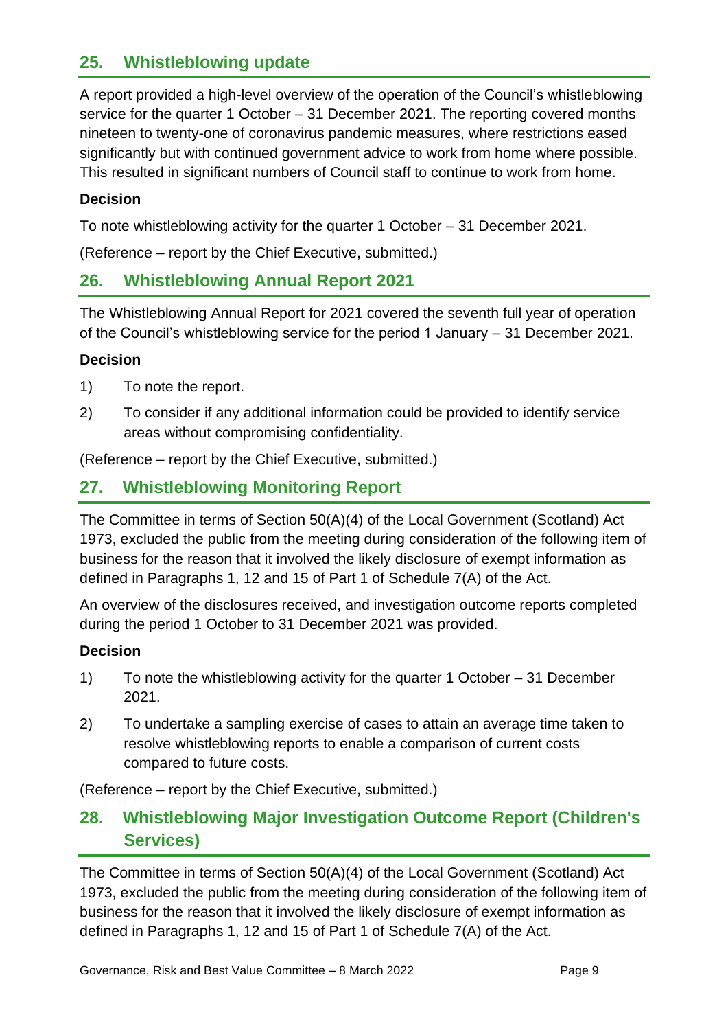## 25. Whistleblowing update

A report provided a high-level overview of the operation of the Council's whistleblowing service for the quarter 1 October – 31 December 2021. The reporting covered months nineteen to twenty-one of coronavirus pandemic measures, where restrictions eased significantly but with continued government advice to work from home where possible. This resulted in significant numbers of Council staff to continue to work from home.

### Decision

To note whistleblowing activity for the quarter 1 October – 31 December 2021.

(Reference – report by the Chief Executive, submitted.)

## 26. Whistleblowing Annual Report 2021

The Whistleblowing Annual Report for 2021 covered the seventh full year of operation of the Council's whistleblowing service for the period 1 January – 31 December 2021.

### Decision

1) To note the report.
2) To consider if any additional information could be provided to identify service areas without compromising confidentiality.

(Reference – report by the Chief Executive, submitted.)

## 27. Whistleblowing Monitoring Report

The Committee in terms of Section 50(A)(4) of the Local Government (Scotland) Act 1973, excluded the public from the meeting during consideration of the following item of business for the reason that it involved the likely disclosure of exempt information as defined in Paragraphs 1, 12 and 15 of Part 1 of Schedule 7(A) of the Act.

An overview of the disclosures received, and investigation outcome reports completed during the period 1 October to 31 December 2021 was provided.

### Decision

1) To note the whistleblowing activity for the quarter 1 October – 31 December 2021.
2) To undertake a sampling exercise of cases to attain an average time taken to resolve whistleblowing reports to enable a comparison of current costs compared to future costs.

(Reference – report by the Chief Executive, submitted.)

## 28. Whistleblowing Major Investigation Outcome Report (Children's Services)

The Committee in terms of Section 50(A)(4) of the Local Government (Scotland) Act 1973, excluded the public from the meeting during consideration of the following item of business for the reason that it involved the likely disclosure of exempt information as defined in Paragraphs 1, 12 and 15 of Part 1 of Schedule 7(A) of the Act.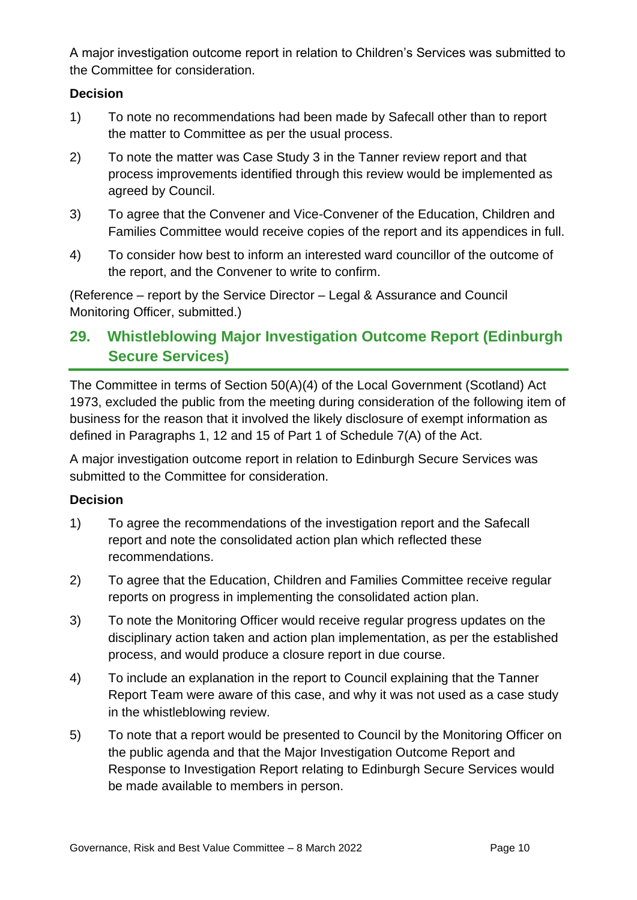A major investigation outcome report in relation to Children's Services was submitted to the Committee for consideration.

**Decision**

1) To note no recommendations had been made by Safecall other than to report the matter to Committee as per the usual process.

2) To note the matter was Case Study 3 in the Tanner review report and that process improvements identified through this review would be implemented as agreed by Council.

3) To agree that the Convener and Vice-Convener of the Education, Children and Families Committee would receive copies of the report and its appendices in full.

4) To consider how best to inform an interested ward councillor of the outcome of the report, and the Convener to write to confirm.

(Reference – report by the Service Director – Legal & Assurance and Council Monitoring Officer, submitted.)

## 29. Whistleblowing Major Investigation Outcome Report (Edinburgh Secure Services)

The Committee in terms of Section 50(A)(4) of the Local Government (Scotland) Act 1973, excluded the public from the meeting during consideration of the following item of business for the reason that it involved the likely disclosure of exempt information as defined in Paragraphs 1, 12 and 15 of Part 1 of Schedule 7(A) of the Act.

A major investigation outcome report in relation to Edinburgh Secure Services was submitted to the Committee for consideration.

**Decision**

1) To agree the recommendations of the investigation report and the Safecall report and note the consolidated action plan which reflected these recommendations.

2) To agree that the Education, Children and Families Committee receive regular reports on progress in implementing the consolidated action plan.

3) To note the Monitoring Officer would receive regular progress updates on the disciplinary action taken and action plan implementation, as per the established process, and would produce a closure report in due course.

4) To include an explanation in the report to Council explaining that the Tanner Report Team were aware of this case, and why it was not used as a case study in the whistleblowing review.

5) To note that a report would be presented to Council by the Monitoring Officer on the public agenda and that the Major Investigation Outcome Report and Response to Investigation Report relating to Edinburgh Secure Services would be made available to members in person.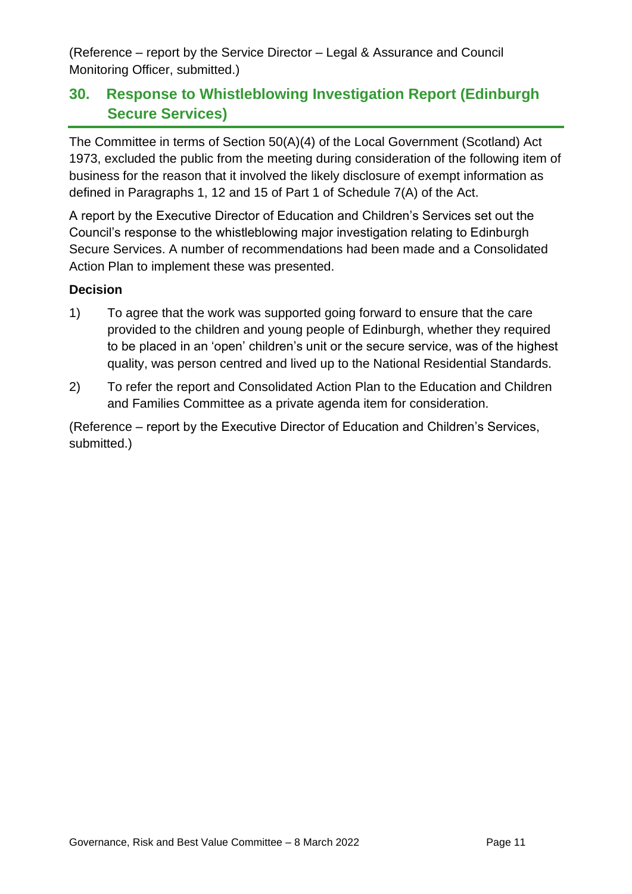(Reference – report by the Service Director – Legal & Assurance and Council Monitoring Officer, submitted.)

## 30. Response to Whistleblowing Investigation Report (Edinburgh Secure Services)

The Committee in terms of Section 50(A)(4) of the Local Government (Scotland) Act 1973, excluded the public from the meeting during consideration of the following item of business for the reason that it involved the likely disclosure of exempt information as defined in Paragraphs 1, 12 and 15 of Part 1 of Schedule 7(A) of the Act.

A report by the Executive Director of Education and Children's Services set out the Council's response to the whistleblowing major investigation relating to Edinburgh Secure Services. A number of recommendations had been made and a Consolidated Action Plan to implement these was presented.

**Decision**

1) To agree that the work was supported going forward to ensure that the care provided to the children and young people of Edinburgh, whether they required to be placed in an 'open' children's unit or the secure service, was of the highest quality, was person centred and lived up to the National Residential Standards.

2) To refer the report and Consolidated Action Plan to the Education and Children and Families Committee as a private agenda item for consideration.

(Reference – report by the Executive Director of Education and Children's Services, submitted.)